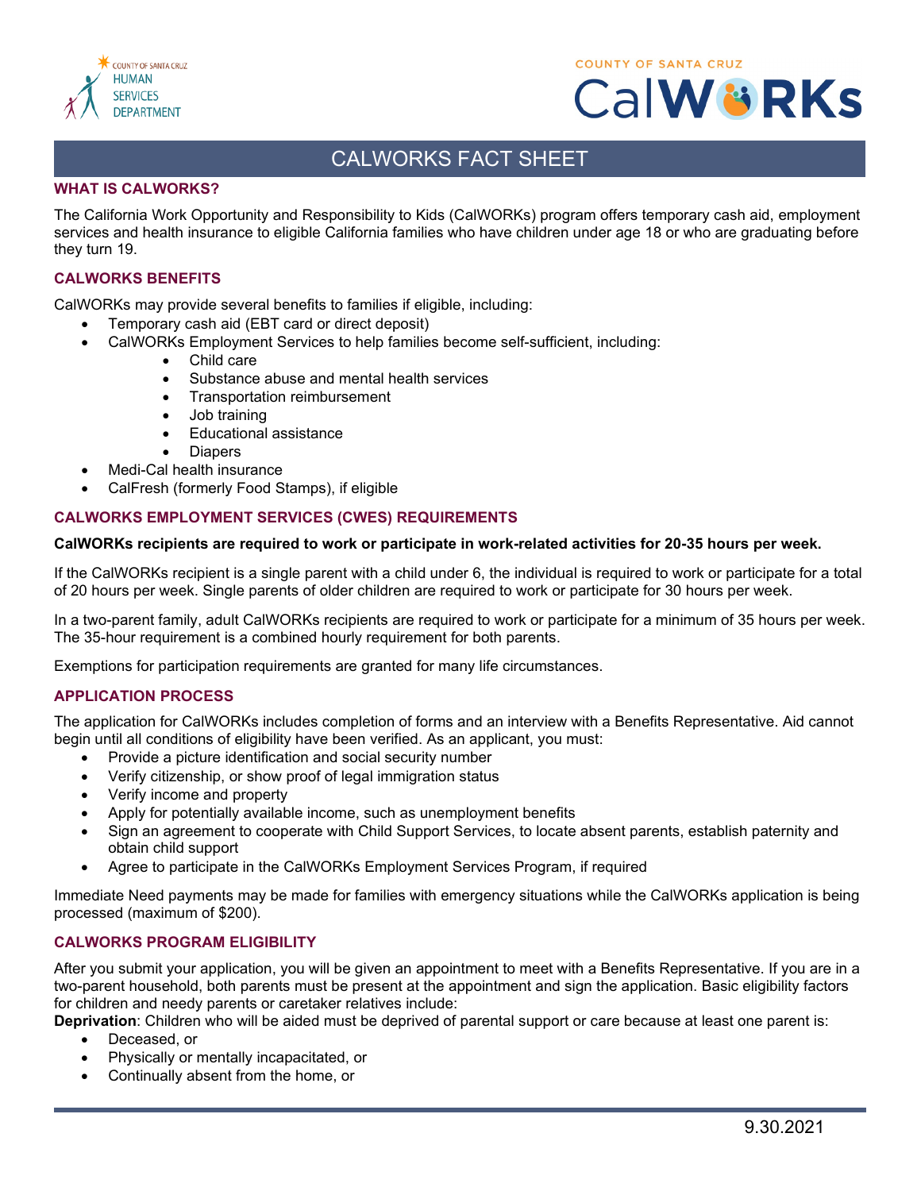# CALWORKS FACT SHEET

## WHAT IS CALWORKS?

The California Work Opportunity and Responsibility to Kids (CalWORKs) program offers temporary cash aid, employment services and health insurance to eligible California families who have children under age 18 or who are graduating before they turn 19.

## CALWORKS BENEFITS

CalWORKs may provide several benefits to families if eligible, including:

- Temporary cash aid (EBT card or direct deposit)
- CalWORKs Employment Services to help families become self-sufficient, including:
  - Child care
  - Substance abuse and mental health services
  - Transportation reimbursement
  - Job training
  - Educational assistance
  - Diapers
- Medi-Cal health insurance
- CalFresh (formerly Food Stamps), if eligible

## CALWORKS EMPLOYMENT SERVICES (CWES) REQUIREMENTS

**CalWORKs recipients are required to work or participate in work-related activities for 20-35 hours per week.**

If the CalWORKs recipient is a single parent with a child under 6, the individual is required to work or participate for a total of 20 hours per week. Single parents of older children are required to work or participate for 30 hours per week.

In a two-parent family, adult CalWORKs recipients are required to work or participate for a minimum of 35 hours per week. The 35-hour requirement is a combined hourly requirement for both parents.

Exemptions for participation requirements are granted for many life circumstances.

## APPLICATION PROCESS

The application for CalWORKs includes completion of forms and an interview with a Benefits Representative. Aid cannot begin until all conditions of eligibility have been verified. As an applicant, you must:

- Provide a picture identification and social security number
- Verify citizenship, or show proof of legal immigration status
- Verify income and property
- Apply for potentially available income, such as unemployment benefits
- Sign an agreement to cooperate with Child Support Services, to locate absent parents, establish paternity and obtain child support
- Agree to participate in the CalWORKs Employment Services Program, if required

Immediate Need payments may be made for families with emergency situations while the CalWORKs application is being processed (maximum of $200).

## CALWORKS PROGRAM ELIGIBILITY

After you submit your application, you will be given an appointment to meet with a Benefits Representative. If you are in a two-parent household, both parents must be present at the appointment and sign the application. Basic eligibility factors for children and needy parents or caretaker relatives include:

**Deprivation**: Children who will be aided must be deprived of parental support or care because at least one parent is:

- Deceased, or
- Physically or mentally incapacitated, or
- Continually absent from the home, or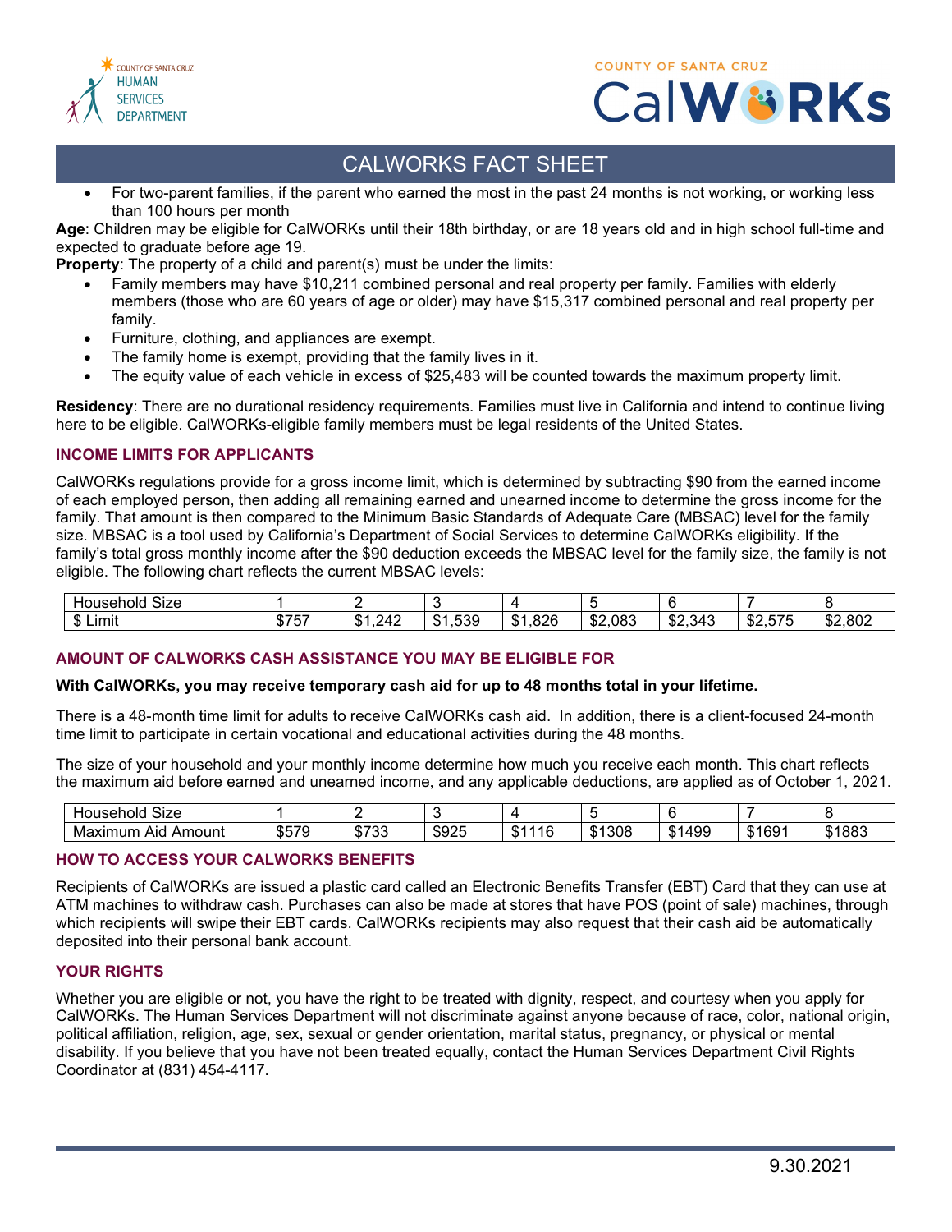# CALWORKS FACT SHEET

- For two-parent families, if the parent who earned the most in the past 24 months is not working, or working less than 100 hours per month

**Age**: Children may be eligible for CalWORKs until their 18th birthday, or are 18 years old and in high school full-time and expected to graduate before age 19.

**Property**: The property of a child and parent(s) must be under the limits:

- Family members may have $10,211 combined personal and real property per family. Families with elderly members (those who are 60 years of age or older) may have $15,317 combined personal and real property per family.
- Furniture, clothing, and appliances are exempt.
- The family home is exempt, providing that the family lives in it.
- The equity value of each vehicle in excess of $25,483 will be counted towards the maximum property limit.

**Residency**: There are no durational residency requirements. Families must live in California and intend to continue living here to be eligible. CalWORKs-eligible family members must be legal residents of the United States.

## INCOME LIMITS FOR APPLICANTS

CalWORKs regulations provide for a gross income limit, which is determined by subtracting $90 from the earned income of each employed person, then adding all remaining earned and unearned income to determine the gross income for the family. That amount is then compared to the Minimum Basic Standards of Adequate Care (MBSAC) level for the family size. MBSAC is a tool used by California's Department of Social Services to determine CalWORKs eligibility. If the family's total gross monthly income after the $90 deduction exceeds the MBSAC level for the family size, the family is not eligible. The following chart reflects the current MBSAC levels:

| Household Size | 1 | 2 | 3 | 4 | 5 | 6 | 7 | 8 |
|---|---|---|---|---|---|---|---|---|
| $ Limit | $757 | $1,242 | $1,539 | $1,826 | $2,083 | $2,343 | $2,575 | $2,802 |

## AMOUNT OF CALWORKS CASH ASSISTANCE YOU MAY BE ELIGIBLE FOR

**With CalWORKs, you may receive temporary cash aid for up to 48 months total in your lifetime.**

There is a 48-month time limit for adults to receive CalWORKs cash aid. In addition, there is a client-focused 24-month time limit to participate in certain vocational and educational activities during the 48 months.

The size of your household and your monthly income determine how much you receive each month. This chart reflects the maximum aid before earned and unearned income, and any applicable deductions, are applied as of October 1, 2021.

| Household Size | 1 | 2 | 3 | 4 | 5 | 6 | 7 | 8 |
|---|---|---|---|---|---|---|---|---|
| Maximum Aid Amount | $579 | $733 | $925 | $1116 | $1308 | $1499 | $1691 | $1883 |

## HOW TO ACCESS YOUR CALWORKS BENEFITS

Recipients of CalWORKs are issued a plastic card called an Electronic Benefits Transfer (EBT) Card that they can use at ATM machines to withdraw cash. Purchases can also be made at stores that have POS (point of sale) machines, through which recipients will swipe their EBT cards. CalWORKs recipients may also request that their cash aid be automatically deposited into their personal bank account.

## YOUR RIGHTS

Whether you are eligible or not, you have the right to be treated with dignity, respect, and courtesy when you apply for CalWORKs. The Human Services Department will not discriminate against anyone because of race, color, national origin, political affiliation, religion, age, sex, sexual or gender orientation, marital status, pregnancy, or physical or mental disability. If you believe that you have not been treated equally, contact the Human Services Department Civil Rights Coordinator at (831) 454-4117.

9.30.2021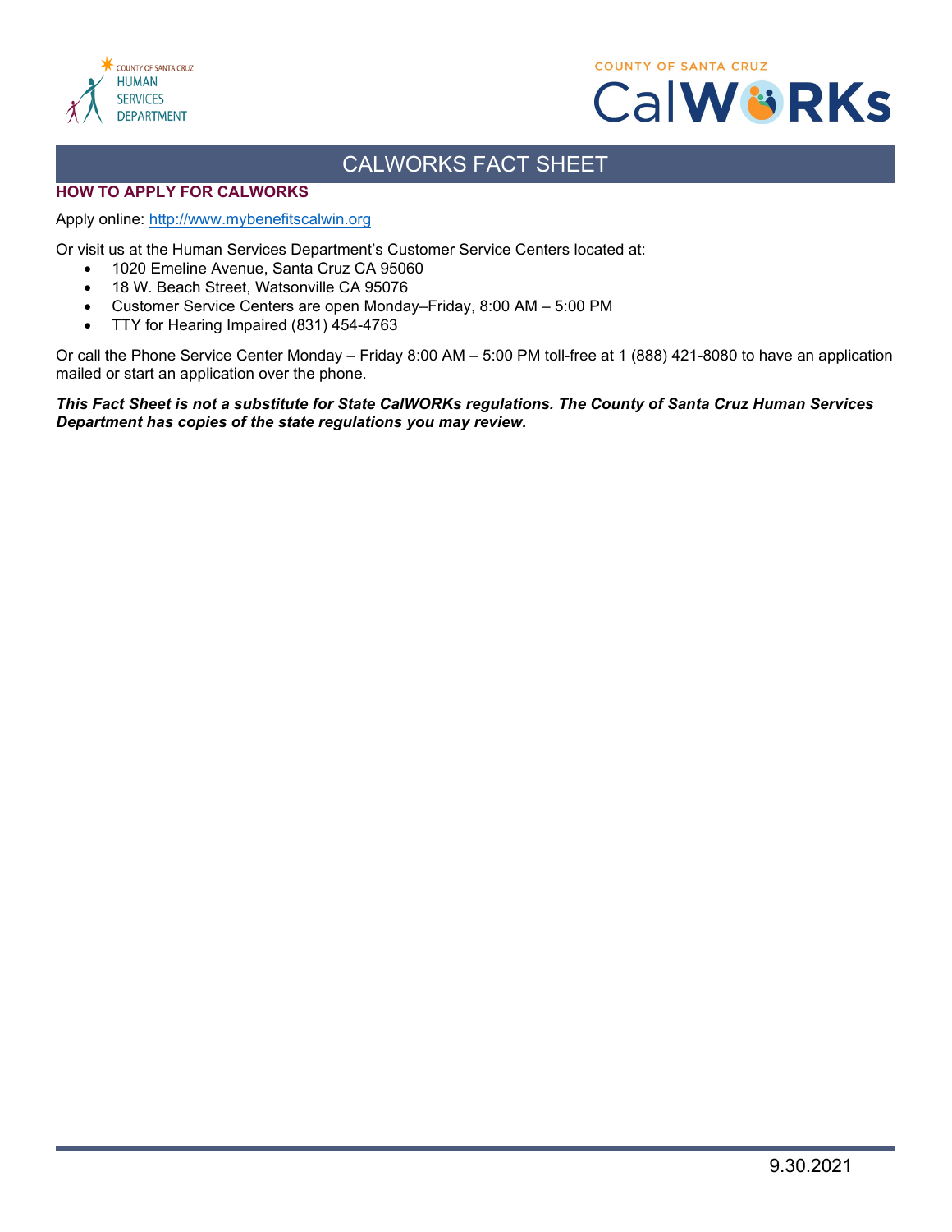# CALWORKS FACT SHEET

## HOW TO APPLY FOR CALWORKS

Apply online: [http://www.mybenefitscalwin.org](http://www.mybenefitscalwin.org)

Or visit us at the Human Services Department's Customer Service Centers located at:

- 1020 Emeline Avenue, Santa Cruz CA 95060
- 18 W. Beach Street, Watsonville CA 95076
- Customer Service Centers are open Monday–Friday, 8:00 AM – 5:00 PM
- TTY for Hearing Impaired (831) 454-4763

Or call the Phone Service Center Monday – Friday 8:00 AM – 5:00 PM toll-free at 1 (888) 421-8080 to have an application mailed or start an application over the phone.

***This Fact Sheet is not a substitute for State CalWORKs regulations. The County of Santa Cruz Human Services Department has copies of the state regulations you may review.***

9.30.2021